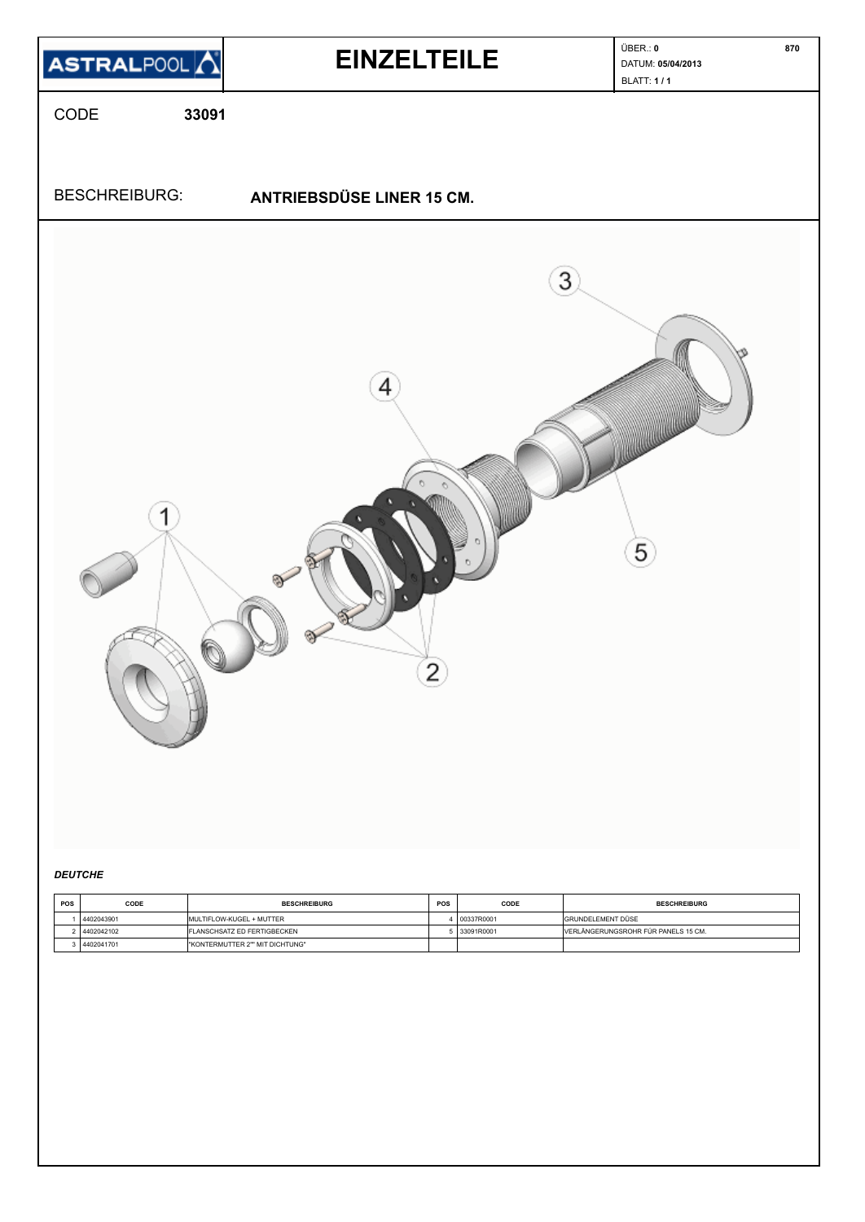ASTRALPOOL

# EINZELTEILE

ÜBER.: **0** **870**
DATUM: **05/04/2013**
BLATT: **1 / 1**

CODE **33091**

BESCHREIBURG: **ANTRIEBSDÜSE LINER 15 CM.**

***DEUTCHE***

| POS | CODE | BESCHREIBURG | POS | CODE | BESCHREIBURG |
|---|---|---|---|---|---|
| 1 | 4402043901 | MULTIFLOW-KUGEL + MUTTER | 4 | 00337R0001 | GRUNDELEMENT DÜSE |
| 2 | 4402042102 | FLANSCHSATZ ED FERTIGBECKEN | 5 | 33091R0001 | VERLÄNGERUNGSROHR FÜR PANELS 15 CM. |
| 3 | 4402041701 | "KONTERMUTTER 2"" MIT DICHTUNG" | | | |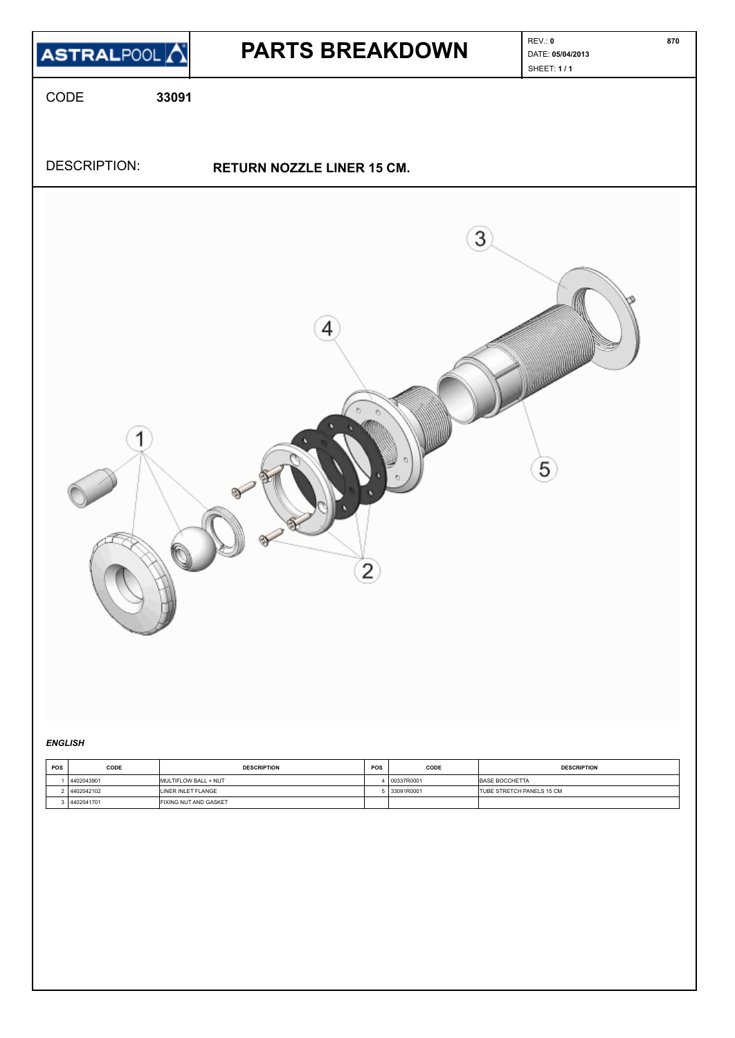| ASTRALPOOL | PARTS BREAKDOWN | REV.: **0** DATE: **05/04/2013** SHEET: **1 / 1** | 870 |
|---|---|---|---|

CODE **33091**

DESCRIPTION: **RETURN NOZZLE LINER 15 CM.**

***ENGLISH***

| POS | CODE | DESCRIPTION | POS | CODE | DESCRIPTION |
|---|---|---|---|---|---|
| 1 | 4402043901 | MULTIFLOW BALL + NUT | 4 | 00337R0001 | BASE BOCCHETTA |
| 2 | 4402042102 | LINER INLET FLANGE | 5 | 33091R0001 | TUBE STRETCH PANELS 15 CM |
| 3 | 4402041701 | FIXING NUT AND GASKET | | | |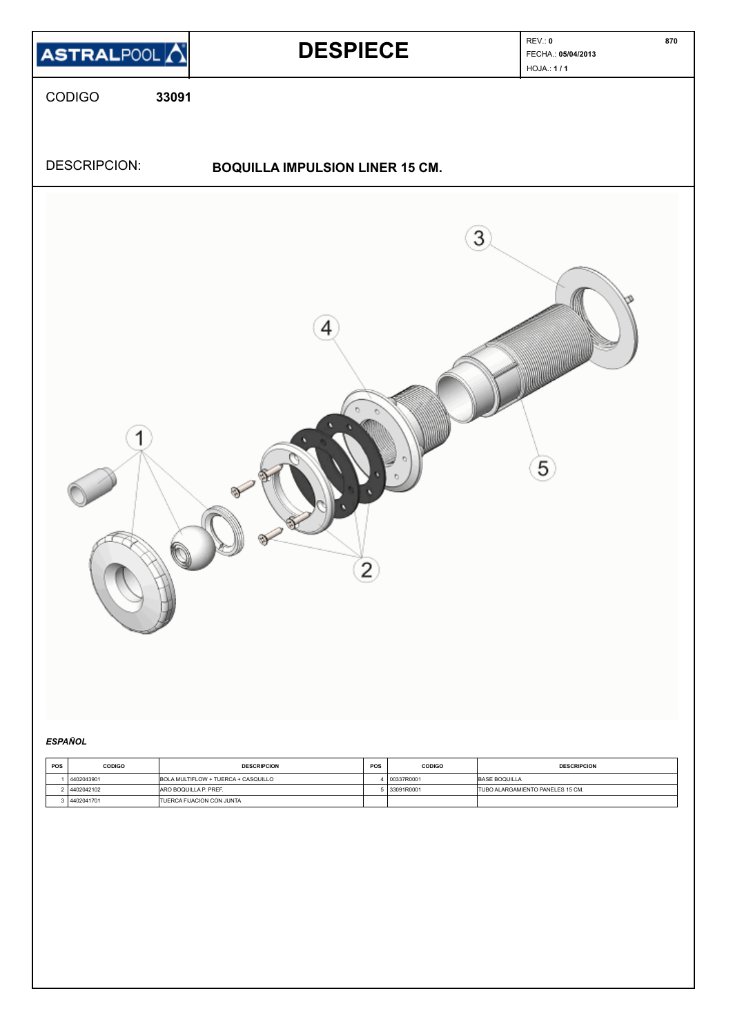ASTRALPOOL

# DESPIECE

REV.: **0** **870**
FECHA.: **05/04/2013**
HOJA.: **1 / 1**

CODIGO **33091**

DESCRIPCION: **BOQUILLA IMPULSION LINER 15 CM.**

***ESPAÑOL***

| POS | CODIGO | DESCRIPCION | POS | CODIGO | DESCRIPCION |
|---|---|---|---|---|---|
| 1 | 4402043901 | BOLA MULTIFLOW + TUERCA + CASQUILLO | 4 | 00337R0001 | BASE BOQUILLA |
| 2 | 4402042102 | ARO BOQUILLA P. PREF. | 5 | 33091R0001 | TUBO ALARGAMIENTO PANELES 15 CM. |
| 3 | 4402041701 | TUERCA FIJACION CON JUNTA | | | |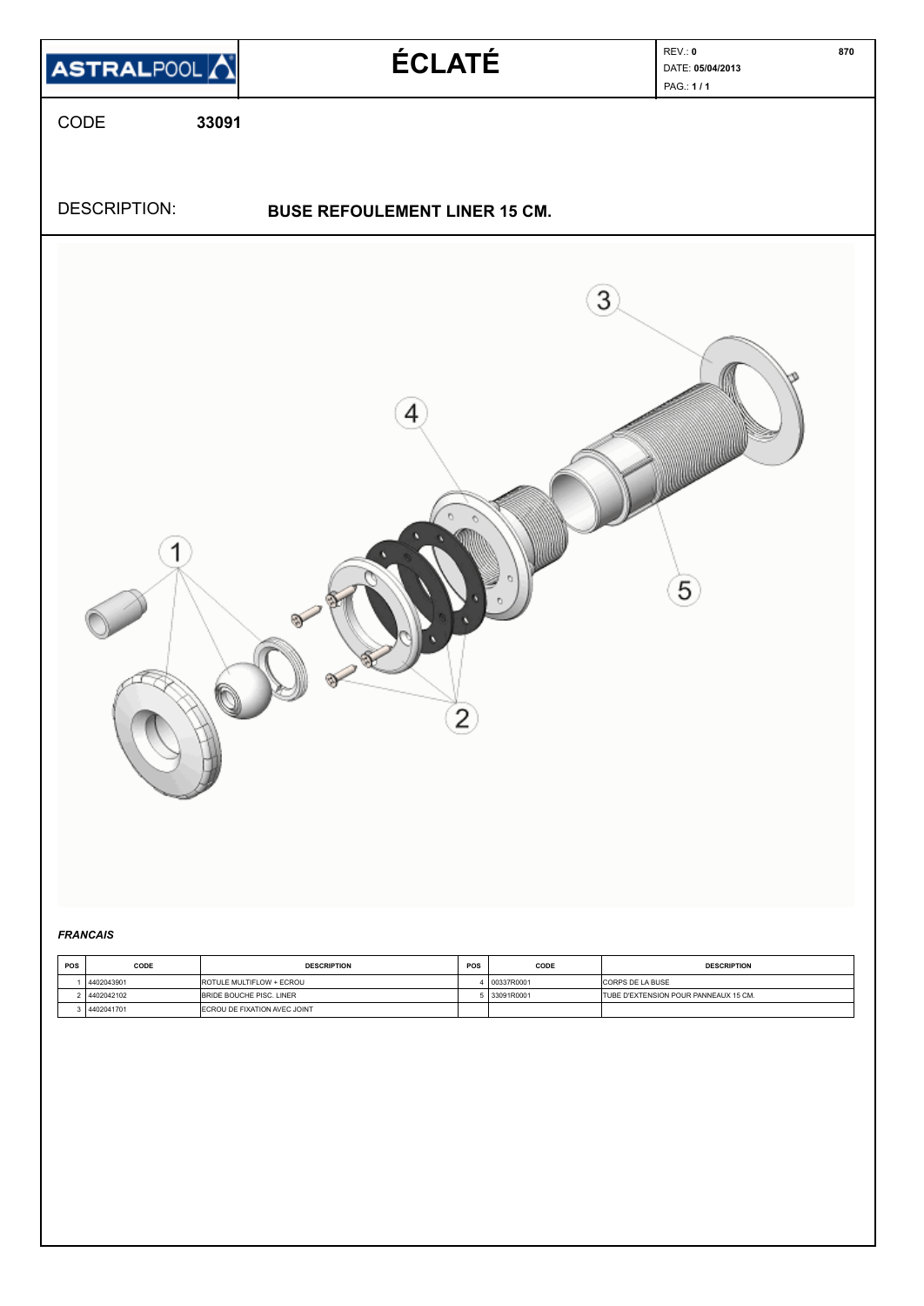ASTRALPOOL

# ÉCLATÉ

REV.: **0** 870

DATE: **05/04/2013**

PAG.: **1 / 1**

CODE **33091**

DESCRIPTION: **BUSE REFOULEMENT LINER 15 CM.**

***FRANCAIS***

| POS | CODE | DESCRIPTION | POS | CODE | DESCRIPTION |
|---|---|---|---|---|---|
| 1 | 4402043901 | ROTULE MULTIFLOW + ECROU | 4 | 00337R0001 | CORPS DE LA BUSE |
| 2 | 4402042102 | BRIDE BOUCHE PISC. LINER | 5 | 33091R0001 | TUBE D'EXTENSION POUR PANNEAUX 15 CM. |
| 3 | 4402041701 | ECROU DE FIXATION AVEC JOINT | | | |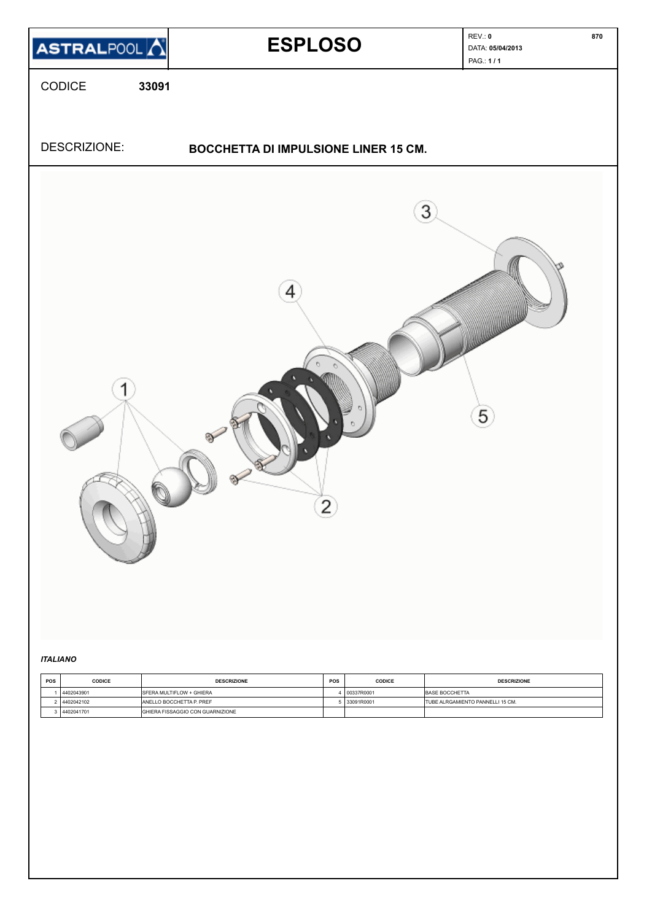| ASTRALPOOL | ESPLOSO | REV.: **0** DATA: **05/04/2013** PAG.: **1 / 1** | 870 |
|---|---|---|---|

CODICE **33091**

DESCRIZIONE: **BOCCHETTA DI IMPULSIONE LINER 15 CM.**

1

2

3

4

5

***ITALIANO***

| POS | CODICE | DESCRIZIONE | POS | CODICE | DESCRIZIONE |
|---|---|---|---|---|---|
| 1 | 4402043901 | SFERA MULTIFLOW + GHIERA | 4 | 00337R0001 | BASE BOCCHETTA |
| 2 | 4402042102 | ANELLO BOCCHETTA P. PREF | 5 | 33091R0001 | TUBE ALRGAMIENTO PANNELLI 15 CM. |
| 3 | 4402041701 | GHIERA FISSAGGIO CON GUARNIZIONE | | | |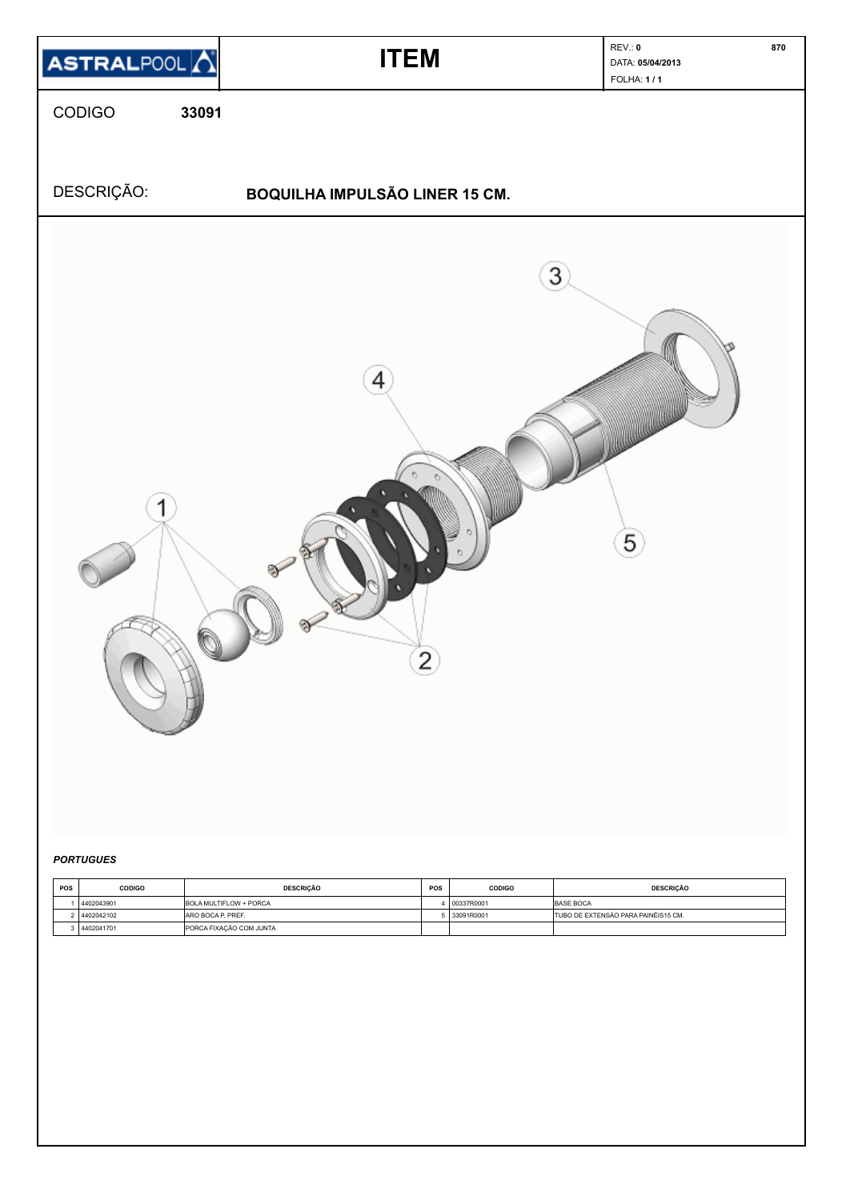# ITEM

REV.: **0** **870**
DATA: **05/04/2013**
FOLHA: **1 / 1**

CODIGO **33091**

DESCRIÇÃO: **BOQUILHA IMPULSÃO LINER 15 CM.**

1
2
3
4
5

***PORTUGUES***

| POS | CODIGO | DESCRIÇÃO | POS | CODIGO | DESCRIÇÃO |
|---|---|---|---|---|---|
| 1 | 4402043901 | BOLA MULTIFLOW + PORCA | 4 | 00337R0001 | BASE BOCA |
| 2 | 4402042102 | ARO BOCA P. PREF. | 5 | 33091R0001 | TUBO DE EXTENSÃO PARA PAINÉIS15 CM. |
| 3 | 4402041701 | PORCA FIXAÇÃO COM JUNTA | | | |